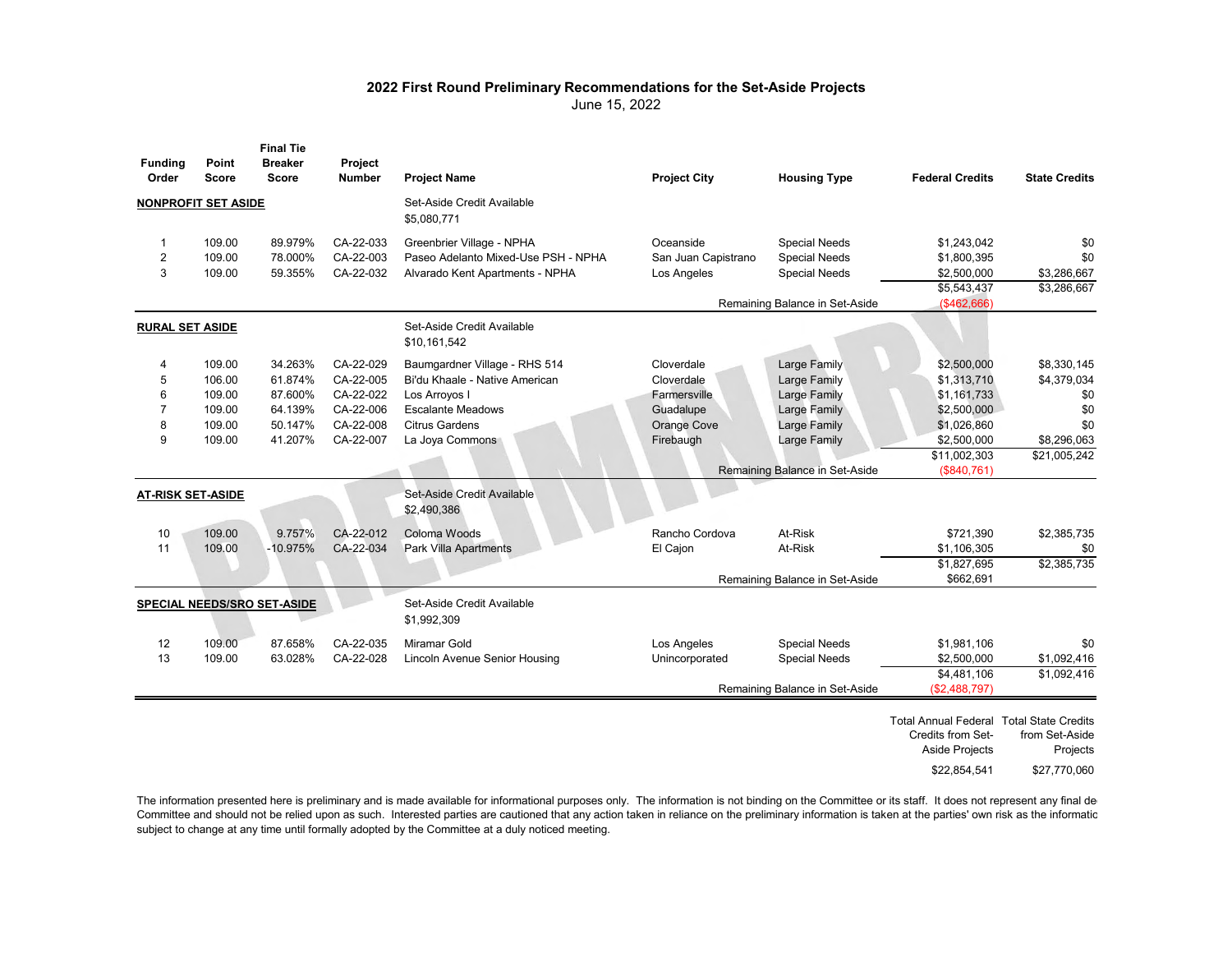## 2022 First Round Preliminary Recommendations for the Set-Aside Projects

June 15, 2022

| Funding Order | Point Score | Final Tie Breaker Score | Project Number | Project Name | Project City | Housing Type | Federal Credits | State Credits |
|---|---|---|---|---|---|---|---|---|
| **NONPROFIT SET ASIDE** | | | | Set-Aside Credit Available $5,080,771 | | | | |
| 1 | 109.00 | 89.979% | CA-22-033 | Greenbrier Village - NPHA | Oceanside | Special Needs | $1,243,042 | $0 |
| 2 | 109.00 | 78.000% | CA-22-003 | Paseo Adelanto Mixed-Use PSH - NPHA | San Juan Capistrano | Special Needs | $1,800,395 | $0 |
| 3 | 109.00 | 59.355% | CA-22-032 | Alvarado Kent Apartments - NPHA | Los Angeles | Special Needs | $2,500,000 | $3,286,667 |
| | | | | | | | $5,543,437 | $3,286,667 |
| | | | | | | Remaining Balance in Set-Aside | ($462,666) | |
| **RURAL SET ASIDE** | | | | Set-Aside Credit Available $10,161,542 | | | | |
| 4 | 109.00 | 34.263% | CA-22-029 | Baumgardner Village - RHS 514 | Cloverdale | Large Family | $2,500,000 | $8,330,145 |
| 5 | 106.00 | 61.874% | CA-22-005 | Bi'du Khaale - Native American | Cloverdale | Large Family | $1,313,710 | $4,379,034 |
| 6 | 109.00 | 87.600% | CA-22-022 | Los Arroyos I | Farmersville | Large Family | $1,161,733 | $0 |
| 7 | 109.00 | 64.139% | CA-22-006 | Escalante Meadows | Guadalupe | Large Family | $2,500,000 | $0 |
| 8 | 109.00 | 50.147% | CA-22-008 | Citrus Gardens | Orange Cove | Large Family | $1,026,860 | $0 |
| 9 | 109.00 | 41.207% | CA-22-007 | La Joya Commons | Firebaugh | Large Family | $2,500,000 | $8,296,063 |
| | | | | | | | $11,002,303 | $21,005,242 |
| | | | | | | Remaining Balance in Set-Aside | ($840,761) | |
| **AT-RISK SET-ASIDE** | | | | Set-Aside Credit Available $2,490,386 | | | | |
| 10 | 109.00 | 9.757% | CA-22-012 | Coloma Woods | Rancho Cordova | At-Risk | $721,390 | $2,385,735 |
| 11 | 109.00 | -10.975% | CA-22-034 | Park Villa Apartments | El Cajon | At-Risk | $1,106,305 | $0 |
| | | | | | | | $1,827,695 | $2,385,735 |
| | | | | | | Remaining Balance in Set-Aside | $662,691 | |
| **SPECIAL NEEDS/SRO SET-ASIDE** | | | | Set-Aside Credit Available $1,992,309 | | | | |
| 12 | 109.00 | 87.658% | CA-22-035 | Miramar Gold | Los Angeles | Special Needs | $1,981,106 | $0 |
| 13 | 109.00 | 63.028% | CA-22-028 | Lincoln Avenue Senior Housing | Unincorporated | Special Needs | $2,500,000 | $1,092,416 |
| | | | | | | | $4,481,106 | $1,092,416 |
| | | | | | | Remaining Balance in Set-Aside | ($2,488,797) | |

| Total Annual Federal Credits from Set-Aside Projects | Total State Credits from Set-Aside Projects |
|---|---|
| $22,854,541 | $27,770,060 |

The information presented here is preliminary and is made available for informational purposes only. The information is not binding on the Committee or its staff. It does not represent any final de Committee and should not be relied upon as such. Interested parties are cautioned that any action taken in reliance on the preliminary information is taken at the parties' own risk as the informatic subject to change at any time until formally adopted by the Committee at a duly noticed meeting.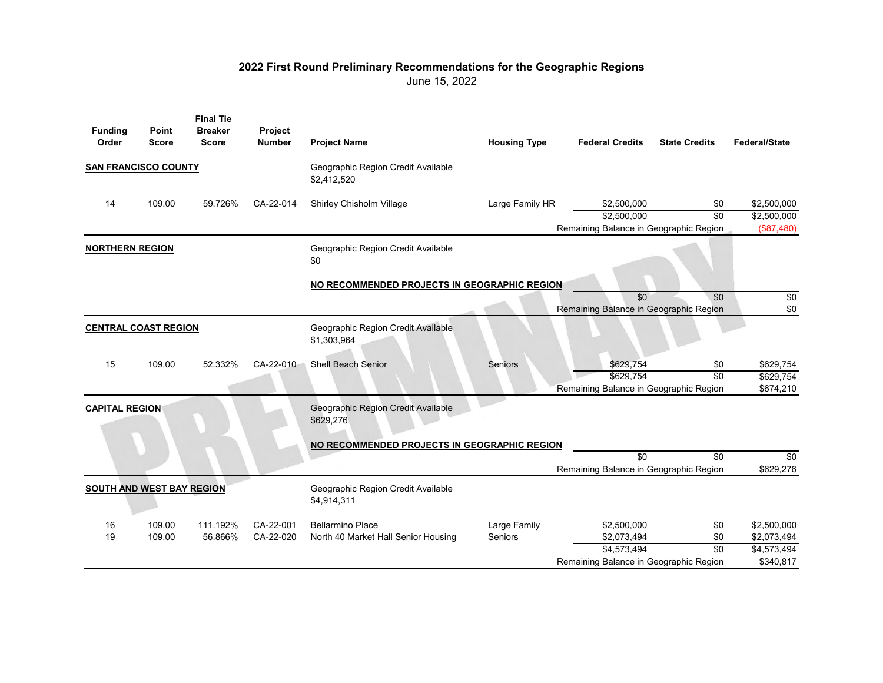# 2022 First Round Preliminary Recommendations for the Geographic Regions

June 15, 2022

| Funding Order | Point Score | Final Tie Breaker Score | Project Number | Project Name | Housing Type | Federal Credits | State Credits | Federal/State |
|---|---|---|---|---|---|---|---|---|
| **SAN FRANCISCO COUNTY** | | | | Geographic Region Credit Available $2,412,520 | | | | |
| 14 | 109.00 | 59.726% | CA-22-014 | Shirley Chisholm Village | Large Family HR | $2,500,000 | $0 | $2,500,000 |
| | | | | | | $2,500,000 | $0 | $2,500,000 |
| | | | | | | Remaining Balance in Geographic Region | | ($87,480) |
| **NORTHERN REGION** | | | | Geographic Region Credit Available $0 | | | | |
| | | | | **NO RECOMMENDED PROJECTS IN GEOGRAPHIC REGION** | | | | |
| | | | | | | $0 | $0 | $0 |
| | | | | | | Remaining Balance in Geographic Region | | $0 |
| **CENTRAL COAST REGION** | | | | Geographic Region Credit Available $1,303,964 | | | | |
| 15 | 109.00 | 52.332% | CA-22-010 | Shell Beach Senior | Seniors | $629,754 | $0 | $629,754 |
| | | | | | | $629,754 | $0 | $629,754 |
| | | | | | | Remaining Balance in Geographic Region | | $674,210 |
| **CAPITAL REGION** | | | | Geographic Region Credit Available $629,276 | | | | |
| | | | | **NO RECOMMENDED PROJECTS IN GEOGRAPHIC REGION** | | | | |
| | | | | | | $0 | $0 | $0 |
| | | | | | | Remaining Balance in Geographic Region | | $629,276 |
| **SOUTH AND WEST BAY REGION** | | | | Geographic Region Credit Available $4,914,311 | | | | |
| 16 | 109.00 | 111.192% | CA-22-001 | Bellarmino Place | Large Family | $2,500,000 | $0 | $2,500,000 |
| 19 | 109.00 | 56.866% | CA-22-020 | North 40 Market Hall Senior Housing | Seniors | $2,073,494 | $0 | $2,073,494 |
| | | | | | | $4,573,494 | $0 | $4,573,494 |
| | | | | | | Remaining Balance in Geographic Region | | $340,817 |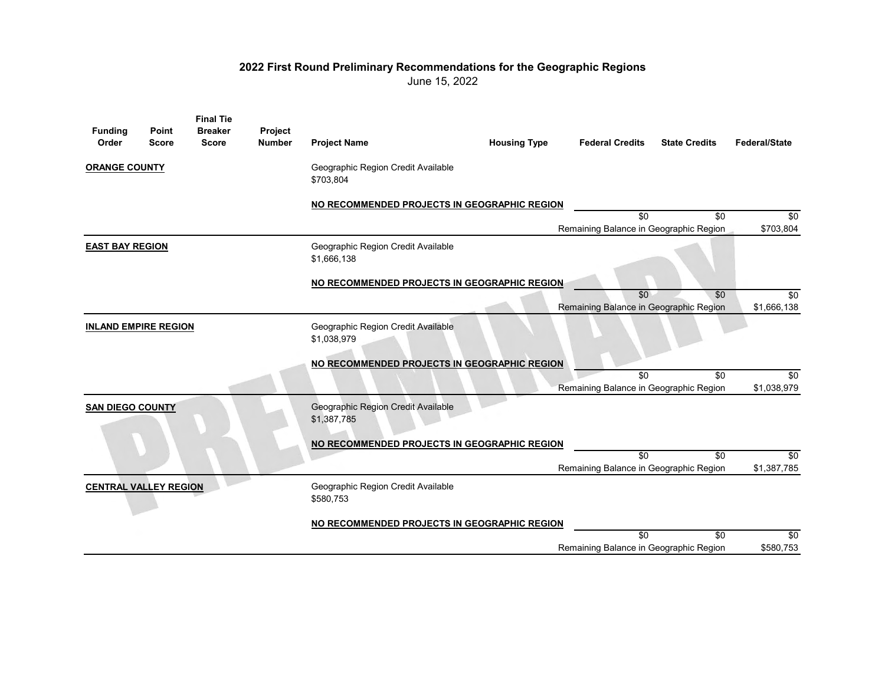## 2022 First Round Preliminary Recommendations for the Geographic Regions

June 15, 2022

| Funding Order | Point Score | Final Tie Breaker Score | Project Number | Project Name | Housing Type | Federal Credits | State Credits | Federal/State |
|---|---|---|---|---|---|---|---|---|
| **ORANGE COUNTY** | | | | Geographic Region Credit Available $703,804 | | | | |
| | | | | **NO RECOMMENDED PROJECTS IN GEOGRAPHIC REGION** | | | | |
| | | | | | | $0 | $0 | $0 |
| | | | | | | Remaining Balance in Geographic Region | | $703,804 |
| **EAST BAY REGION** | | | | Geographic Region Credit Available $1,666,138 | | | | |
| | | | | **NO RECOMMENDED PROJECTS IN GEOGRAPHIC REGION** | | | | |
| | | | | | | $0 | $0 | $0 |
| | | | | | | Remaining Balance in Geographic Region | | $1,666,138 |
| **INLAND EMPIRE REGION** | | | | Geographic Region Credit Available $1,038,979 | | | | |
| | | | | **NO RECOMMENDED PROJECTS IN GEOGRAPHIC REGION** | | | | |
| | | | | | | $0 | $0 | $0 |
| | | | | | | Remaining Balance in Geographic Region | | $1,038,979 |
| **SAN DIEGO COUNTY** | | | | Geographic Region Credit Available $1,387,785 | | | | |
| | | | | **NO RECOMMENDED PROJECTS IN GEOGRAPHIC REGION** | | | | |
| | | | | | | $0 | $0 | $0 |
| | | | | | | Remaining Balance in Geographic Region | | $1,387,785 |
| **CENTRAL VALLEY REGION** | | | | Geographic Region Credit Available $580,753 | | | | |
| | | | | **NO RECOMMENDED PROJECTS IN GEOGRAPHIC REGION** | | | | |
| | | | | | | $0 | $0 | $0 |
| | | | | | | Remaining Balance in Geographic Region | | $580,753 |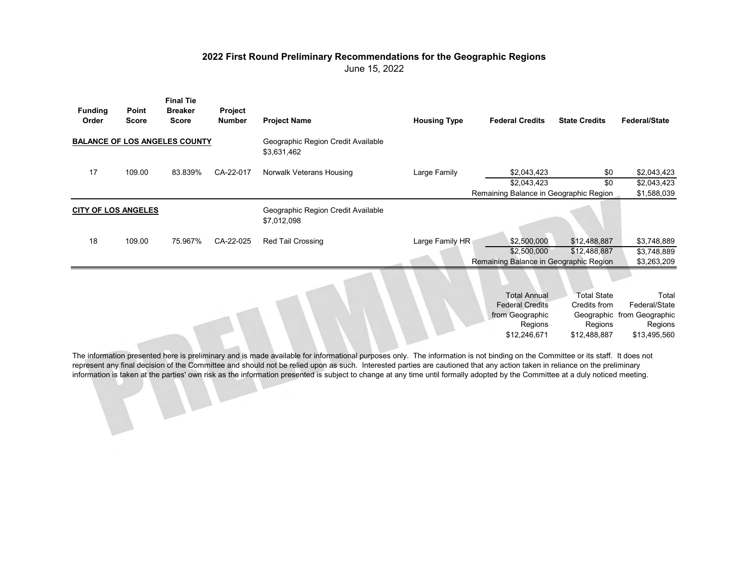## 2022 First Round Preliminary Recommendations for the Geographic Regions

June 15, 2022

| Funding Order | Point Score | Final Tie Breaker Score | Project Number | Project Name | Housing Type | Federal Credits | State Credits | Federal/State |
|---|---|---|---|---|---|---|---|---|
| **BALANCE OF LOS ANGELES COUNTY** | | | | Geographic Region Credit Available $3,631,462 | | | | |
| 17 | 109.00 | 83.839% | CA-22-017 | Norwalk Veterans Housing | Large Family | $2,043,423 | $0 | $2,043,423 |
| | | | | | | $2,043,423 | $0 | $2,043,423 |
| | | | | | | Remaining Balance in Geographic Region | | $1,588,039 |
| **CITY OF LOS ANGELES** | | | | Geographic Region Credit Available $7,012,098 | | | | |
| 18 | 109.00 | 75.967% | CA-22-025 | Red Tail Crossing | Large Family HR | $2,500,000 | $12,488,887 | $3,748,889 |
| | | | | | | $2,500,000 | $12,488,887 | $3,748,889 |
| | | | | | | Remaining Balance in Geographic Region | | $3,263,209 |

| Total Annual Federal Credits from Geographic Regions | Total State Credits from Geographic Regions | Total Federal/State from Geographic Regions |
|---|---|---|
| $12,246,671 | $12,488,887 | $13,495,560 |

The information presented here is preliminary and is made available for informational purposes only. The information is not binding on the Committee or its staff. It does not represent any final decision of the Committee and should not be relied upon as such. Interested parties are cautioned that any action taken in reliance on the preliminary information is taken at the parties' own risk as the information presented is subject to change at any time until formally adopted by the Committee at a duly noticed meeting.